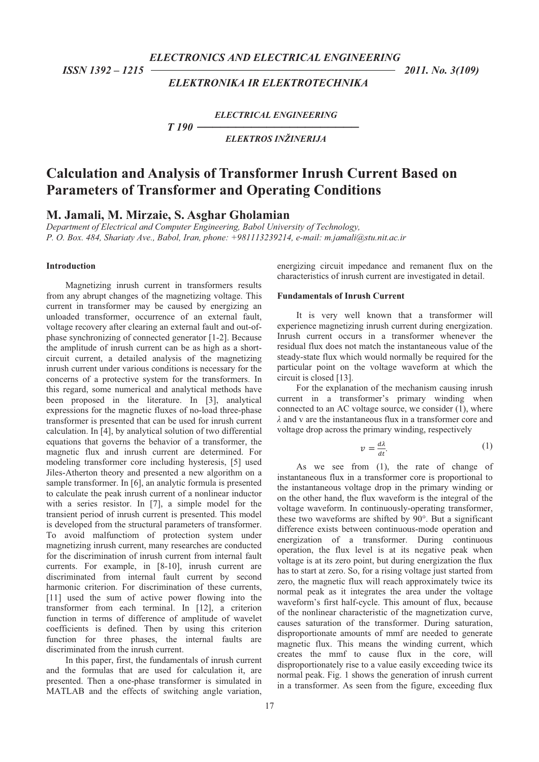# Calculation and Analysis of Transformer Inrush Current Based on Parameters of Transformer and Operating Conditions

## M. Jamali, M. Mirzaie, S. Asghar Gholamian

*Department of Electrical and Computer Engineering, Babol University of Technology, P. O. Box. 484, Shariaty Ave., Babol, Iran, phone: +981113239214, e-mail: m.jamali@stu.nit.ac.ir*

### Introduction

Magnetizing inrush current in transformers results from any abrupt changes of the magnetizing voltage. This current in transformer may be caused by energizing an unloaded transformer, occurrence of an external fault, voltage recovery after clearing an external fault and out-of-phase synchronizing of connected generator [1-2]. Because the amplitude of inrush current can be as high as a short-circuit current, a detailed analysis of the magnetizing inrush current under various conditions is necessary for the concerns of a protective system for the transformers. In this regard, some numerical and analytical methods have been proposed in the literature. In [3], analytical expressions for the magnetic fluxes of no-load three-phase transformer is presented that can be used for inrush current calculation. In [4], by analytical solution of two differential equations that governs the behavior of a transformer, the magnetic flux and inrush current are determined. For modeling transformer core including hysteresis, [5] used Jiles-Atherton theory and presented a new algorithm on a sample transformer. In [6], an analytic formula is presented to calculate the peak inrush current of a nonlinear inductor with a series resistor. In [7], a simple model for the transient period of inrush current is presented. This model is developed from the structural parameters of transformer. To avoid malfunctiom of protection system under magnetizing inrush current, many researches are conducted for the discrimination of inrush current from internal fault currents. For example, in [8-10], inrush current are discriminated from internal fault current by second harmonic criterion. For discrimination of these currents, [11] used the sum of active power flowing into the transformer from each terminal. In [12], a criterion function in terms of difference of amplitude of wavelet coefficients is defined. Then by using this criterion function for three phases, the internal faults are discriminated from the inrush current.

In this paper, first, the fundamentals of inrush current and the formulas that are used for calculation it, are presented. Then a one-phase transformer is simulated in MATLAB and the effects of switching angle variation, energizing circuit impedance and remanent flux on the characteristics of inrush current are investigated in detail.

### Fundamentals of Inrush Current

It is very well known that a transformer will experience magnetizing inrush current during energization. Inrush current occurs in a transformer whenever the residual flux does not match the instantaneous value of the steady-state flux which would normally be required for the particular point on the voltage waveform at which the circuit is closed [13].

For the explanation of the mechanism causing inrush current in a transformer's primary winding when connected to an AC voltage source, we consider (1), where $\lambda$ and v are the instantaneous flux in a transformer core and voltage drop across the primary winding, respectively

$$v = \frac{d\lambda}{dt}. \tag{1}$$

As we see from (1), the rate of change of instantaneous flux in a transformer core is proportional to the instantaneous voltage drop in the primary winding or on the other hand, the flux waveform is the integral of the voltage waveform. In continuously-operating transformer, these two waveforms are shifted by 90°. But a significant difference exists between continuous-mode operation and energization of a transformer. During continuous operation, the flux level is at its negative peak when voltage is at its zero point, but during energization the flux has to start at zero. So, for a rising voltage just started from zero, the magnetic flux will reach approximately twice its normal peak as it integrates the area under the voltage waveform's first half-cycle. This amount of flux, because of the nonlinear characteristic of the magnetization curve, causes saturation of the transformer. During saturation, disproportionate amounts of mmf are needed to generate magnetic flux. This means the winding current, which creates the mmf to cause flux in the core, will disproportionately rise to a value easily exceeding twice its normal peak. Fig. 1 shows the generation of inrush current in a transformer. As seen from the figure, exceeding flux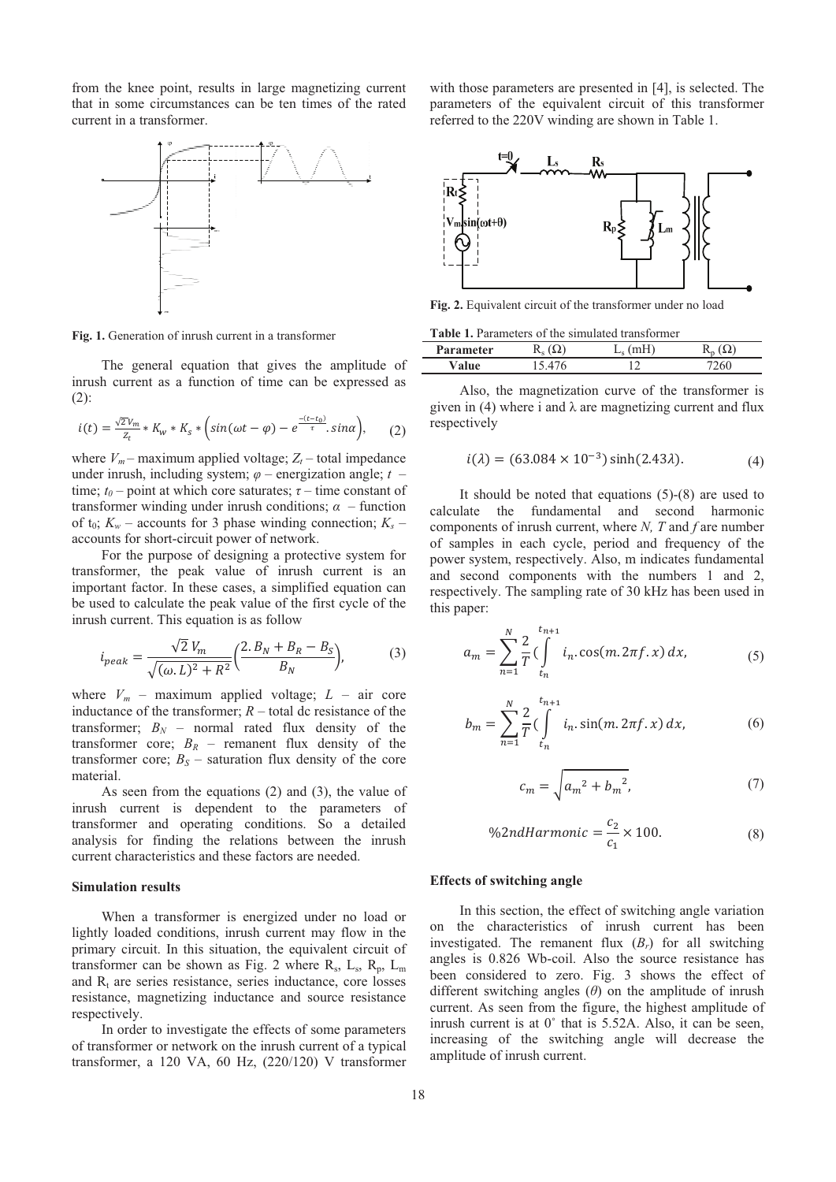from the knee point, results in large magnetizing current that in some circumstances can be ten times of the rated current in a transformer.

**Fig. 1.** Generation of inrush current in a transformer

The general equation that gives the amplitude of inrush current as a function of time can be expressed as (2):

$$i(t) = \frac{\sqrt{2}V_m}{Z_t} * K_w * K_s * \left(\sin(\omega t - \varphi) - e^{\frac{-(t-t_0)}{\tau}}.\sin\alpha\right), \qquad (2)$$

where $V_m$ – maximum applied voltage; $Z_t$ – total impedance under inrush, including system; $\varphi$ – energization angle; $t$ – time; $t_0$ – point at which core saturates; $\tau$ – time constant of transformer winding under inrush conditions; $\alpha$ – function of $t_0$; $K_w$ – accounts for 3 phase winding connection; $K_s$ – accounts for short-circuit power of network.

For the purpose of designing a protective system for transformer, the peak value of inrush current is an important factor. In these cases, a simplified equation can be used to calculate the peak value of the first cycle of the inrush current. This equation is as follow

$$i_{peak} = \frac{\sqrt{2}\,V_m}{\sqrt{(\omega.L)^2 + R^2}}\left(\frac{2.B_N + B_R - B_S}{B_N}\right), \qquad (3)$$

where $V_m$ – maximum applied voltage; $L$ – air core inductance of the transformer; $R$ – total dc resistance of the transformer; $B_N$ – normal rated flux density of the transformer core; $B_R$ – remanent flux density of the transformer core; $B_S$ – saturation flux density of the core material.

As seen from the equations (2) and (3), the value of inrush current is dependent to the parameters of transformer and operating conditions. So a detailed analysis for finding the relations between the inrush current characteristics and these factors are needed.

**Simulation results**

When a transformer is energized under no load or lightly loaded conditions, inrush current may flow in the primary circuit. In this situation, the equivalent circuit of transformer can be shown as Fig. 2 where $R_s$, $L_s$, $R_p$, $L_m$ and $R_t$ are series resistance, series inductance, core losses resistance, magnetizing inductance and source resistance respectively.

In order to investigate the effects of some parameters of transformer or network on the inrush current of a typical transformer, a 120 VA, 60 Hz, (220/120) V transformer with those parameters are presented in [4], is selected. The parameters of the equivalent circuit of this transformer referred to the 220V winding are shown in Table 1.

**Fig. 2.** Equivalent circuit of the transformer under no load

**Table 1.** Parameters of the simulated transformer

| Parameter | $R_s$ (Ω) | $L_s$ (mH) | $R_p$ (Ω) |
|---|---|---|---|
| Value | 15.476 | 12 | 7260 |

Also, the magnetization curve of the transformer is given in (4) where i and λ are magnetizing current and flux respectively

$$i(\lambda) = (63.084 \times 10^{-3})\sinh(2.43\lambda). \qquad (4)$$

It should be noted that equations (5)-(8) are used to calculate the fundamental and second harmonic components of inrush current, where *N, T* and *f* are number of samples in each cycle, period and frequency of the power system, respectively. Also, m indicates fundamental and second components with the numbers 1 and 2, respectively. The sampling rate of 30 kHz has been used in this paper:

$$a_m = \sum_{n=1}^{N} \frac{2}{T}\left(\int_{t_n}^{t_{n+1}} i_n.\cos(m.2\pi f.x)\,dx, \qquad (5)$$

$$b_m = \sum_{n=1}^{N} \frac{2}{T}\left(\int_{t_n}^{t_{n+1}} i_n.\sin(m.2\pi f.x)\,dx, \qquad (6)$$

$$c_m = \sqrt{{a_m}^2 + {b_m}^2}, \qquad (7)$$

$$\%2ndHarmonic = \frac{c_2}{c_1} \times 100. \qquad (8)$$

**Effects of switching angle**

In this section, the effect of switching angle variation on the characteristics of inrush current has been investigated. The remanent flux ($B_r$) for all switching angles is 0.826 Wb-coil. Also the source resistance has been considered to zero. Fig. 3 shows the effect of different switching angles ($\theta$) on the amplitude of inrush current. As seen from the figure, the highest amplitude of inrush current is at 0˚ that is 5.52A. Also, it can be seen, increasing of the switching angle will decrease the amplitude of inrush current.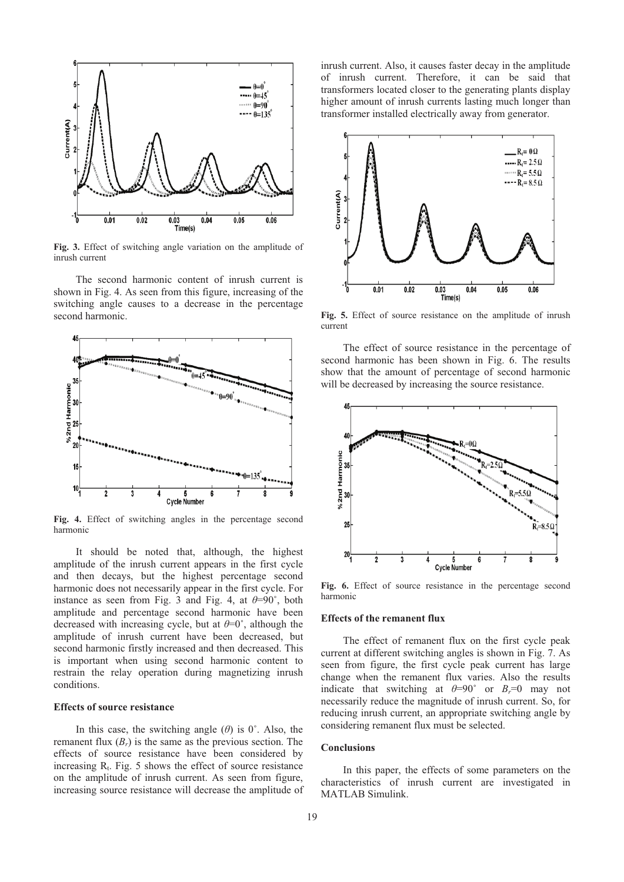**Fig. 3.** Effect of switching angle variation on the amplitude of inrush current

The second harmonic content of inrush current is shown in Fig. 4. As seen from this figure, increasing of the switching angle causes to a decrease in the percentage second harmonic.

**Fig. 4.** Effect of switching angles in the percentage second harmonic

It should be noted that, although, the highest amplitude of the inrush current appears in the first cycle and then decays, but the highest percentage second harmonic does not necessarily appear in the first cycle. For instance as seen from Fig. 3 and Fig. 4, at $\theta$=90˚, both amplitude and percentage second harmonic have been decreased with increasing cycle, but at $\theta$=0˚, although the amplitude of inrush current have been decreased, but second harmonic firstly increased and then decreased. This is important when using second harmonic content to restrain the relay operation during magnetizing inrush conditions.

### Effects of source resistance

In this case, the switching angle ($\theta$) is 0˚. Also, the remanent flux ($B_r$) is the same as the previous section. The effects of source resistance have been considered by increasing $R_t$. Fig. 5 shows the effect of source resistance on the amplitude of inrush current. As seen from figure, increasing source resistance will decrease the amplitude of inrush current. Also, it causes faster decay in the amplitude of inrush current. Therefore, it can be said that transformers located closer to the generating plants display higher amount of inrush currents lasting much longer than transformer installed electrically away from generator.

**Fig. 5.** Effect of source resistance on the amplitude of inrush current

The effect of source resistance in the percentage of second harmonic has been shown in Fig. 6. The results show that the amount of percentage of second harmonic will be decreased by increasing the source resistance.

**Fig. 6.** Effect of source resistance in the percentage second harmonic

### Effects of the remanent flux

The effect of remanent flux on the first cycle peak current at different switching angles is shown in Fig. 7. As seen from figure, the first cycle peak current has large change when the remanent flux varies. Also the results indicate that switching at $\theta$=90˚ or $B_r$=0 may not necessarily reduce the magnitude of inrush current. So, for reducing inrush current, an appropriate switching angle by considering remanent flux must be selected.

### Conclusions

In this paper, the effects of some parameters on the characteristics of inrush current are investigated in MATLAB Simulink.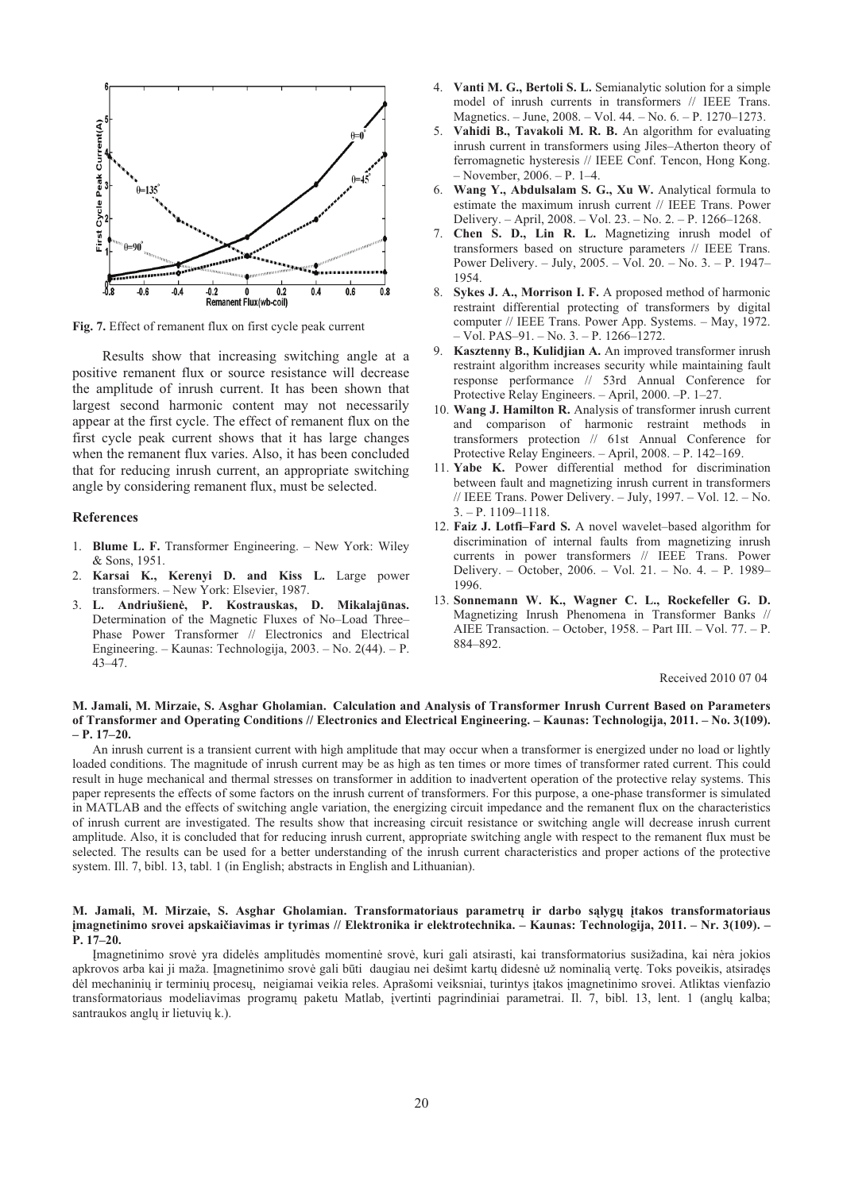6

5

4

3

2

1

0

First Cycle Peak Current(A)

-0.8 -0.6 -0.4 -0.2 0 0.2 0.4 0.6 0.8

Remanent Flux(wb-coil)

θ=0°

θ=45°

θ=135°

θ=90°

**Fig. 7.** Effect of remanent flux on first cycle peak current

Results show that increasing switching angle at a positive remanent flux or source resistance will decrease the amplitude of inrush current. It has been shown that largest second harmonic content may not necessarily appear at the first cycle. The effect of remanent flux on the first cycle peak current shows that it has large changes when the remanent flux varies. Also, it has been concluded that for reducing inrush current, an appropriate switching angle by considering remanent flux, must be selected.

## References

1. **Blume L. F.** Transformer Engineering. – New York: Wiley & Sons, 1951.
2. **Karsai K., Kerenyi D. and Kiss L.** Large power transformers. – New York: Elsevier, 1987.
3. **L. Andriušienė, P. Kostrauskas, D. Mikalajūnas.** Determination of the Magnetic Fluxes of No–Load Three–Phase Power Transformer // Electronics and Electrical Engineering. – Kaunas: Technologija, 2003. – No. 2(44). – P. 43–47.
4. **Vanti M. G., Bertoli S. L.** Semianalytic solution for a simple model of inrush currents in transformers // IEEE Trans. Magnetics. – June, 2008. – Vol. 44. – No. 6. – P. 1270–1273.
5. **Vahidi B., Tavakoli M. R. B.** An algorithm for evaluating inrush current in transformers using Jiles–Atherton theory of ferromagnetic hysteresis // IEEE Conf. Tencon, Hong Kong. – November, 2006. – P. 1–4.
6. **Wang Y., Abdulsalam S. G., Xu W.** Analytical formula to estimate the maximum inrush current // IEEE Trans. Power Delivery. – April, 2008. – Vol. 23. – No. 2. – P. 1266–1268.
7. **Chen S. D., Lin R. L.** Magnetizing inrush model of transformers based on structure parameters // IEEE Trans. Power Delivery. – July, 2005. – Vol. 20. – No. 3. – P. 1947–1954.
8. **Sykes J. A., Morrison I. F.** A proposed method of harmonic restraint differential protecting of transformers by digital computer // IEEE Trans. Power App. Systems. – May, 1972. – Vol. PAS–91. – No. 3. – P. 1266–1272.
9. **Kasztenny B., Kulidjian A.** An improved transformer inrush restraint algorithm increases security while maintaining fault response performance // 53rd Annual Conference for Protective Relay Engineers. – April, 2000. –P. 1–27.
10. **Wang J. Hamilton R.** Analysis of transformer inrush current and comparison of harmonic restraint methods in transformers protection // 61st Annual Conference for Protective Relay Engineers. – April, 2008. – P. 142–169.
11. **Yabe K.** Power differential method for discrimination between fault and magnetizing inrush current in transformers // IEEE Trans. Power Delivery. – July, 1997. – Vol. 12. – No. 3. – P. 1109–1118.
12. **Faiz J. Lotfi–Fard S.** A novel wavelet–based algorithm for discrimination of internal faults from magnetizing inrush currents in power transformers // IEEE Trans. Power Delivery. – October, 2006. – Vol. 21. – No. 4. – P. 1989–1996.
13. **Sonnemann W. K., Wagner C. L., Rockefeller G. D.** Magnetizing Inrush Phenomena in Transformer Banks // AIEE Transaction. – October, 1958. – Part III. – Vol. 77. – P. 884–892.

Received 2010 07 04

**M. Jamali, M. Mirzaie, S. Asghar Gholamian. Calculation and Analysis of Transformer Inrush Current Based on Parameters of Transformer and Operating Conditions // Electronics and Electrical Engineering. – Kaunas: Technologija, 2011. – No. 3(109). – P. 17–20.**

An inrush current is a transient current with high amplitude that may occur when a transformer is energized under no load or lightly loaded conditions. The magnitude of inrush current may be as high as ten times or more times of transformer rated current. This could result in huge mechanical and thermal stresses on transformer in addition to inadvertent operation of the protective relay systems. This paper represents the effects of some factors on the inrush current of transformers. For this purpose, a one-phase transformer is simulated in MATLAB and the effects of switching angle variation, the energizing circuit impedance and the remanent flux on the characteristics of inrush current are investigated. The results show that increasing circuit resistance or switching angle will decrease inrush current amplitude. Also, it is concluded that for reducing inrush current, appropriate switching angle with respect to the remanent flux must be selected. The results can be used for a better understanding of the inrush current characteristics and proper actions of the protective system. Ill. 7, bibl. 13, tabl. 1 (in English; abstracts in English and Lithuanian).

**M. Jamali, M. Mirzaie, S. Asghar Gholamian. Transformatoriaus parametrų ir darbo sąlygų įtakos transformatoriaus įmagnetinimo srovei apskaičiavimas ir tyrimas // Elektronika ir elektrotechnika. – Kaunas: Technologija, 2011. – Nr. 3(109). – P. 17–20.**

Įmagnetinimo srovė yra didelės amplitudės momentinė srovė, kuri gali atsirasti, kai transformatorius susižadina, kai nėra jokios apkrovos arba kai ji maža. Įmagnetinimo srovė gali būti daugiau nei dešimt kartų didesnė už nominalią vertę. Toks poveikis, atsiradęs dėl mechaninių ir terminių procesų, neigiamai veikia reles. Aprašomi veiksniai, turintys įtakos įmagnetinimo srovei. Atliktas vienfazio transformatoriaus modeliavimas programų paketu Matlab, įvertinti pagrindiniai parametrai. Il. 7, bibl. 13, lent. 1 (anglų kalba; santraukos anglų ir lietuvių k.).